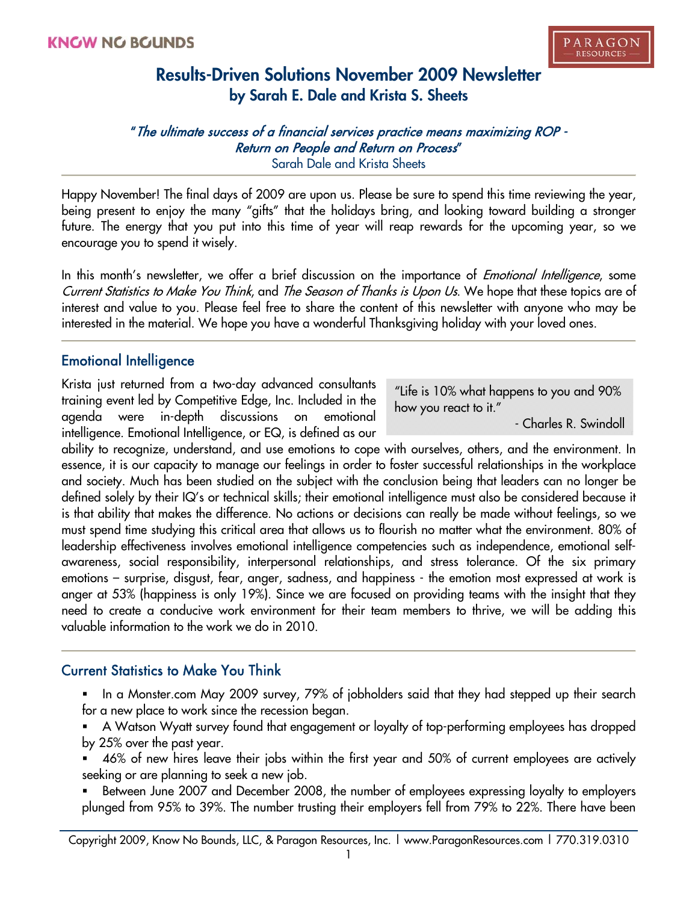KNOW NO BOUNDS

PARAGON RESOURCES

# Results-Driven Solutions November 2009 Newsletter
## by Sarah E. Dale and Krista S. Sheets

*"The ultimate success of a financial services practice means maximizing ROP - Return on People and Return on Process"*
Sarah Dale and Krista Sheets

---

Happy November! The final days of 2009 are upon us. Please be sure to spend this time reviewing the year, being present to enjoy the many "gifts" that the holidays bring, and looking toward building a stronger future. The energy that you put into this time of year will reap rewards for the upcoming year, so we encourage you to spend it wisely.

In this month's newsletter, we offer a brief discussion on the importance of *Emotional Intelligence*, some *Current Statistics to Make You Think*, and *The Season of Thanks is Upon Us*. We hope that these topics are of interest and value to you. Please feel free to share the content of this newsletter with anyone who may be interested in the material. We hope you have a wonderful Thanksgiving holiday with your loved ones.

---

## Emotional Intelligence

> "Life is 10% what happens to you and 90% how you react to it."
>
> \- Charles R. Swindoll

Krista just returned from a two-day advanced consultants training event led by Competitive Edge, Inc. Included in the agenda were in-depth discussions on emotional intelligence. Emotional Intelligence, or EQ, is defined as our ability to recognize, understand, and use emotions to cope with ourselves, others, and the environment. In essence, it is our capacity to manage our feelings in order to foster successful relationships in the workplace and society. Much has been studied on the subject with the conclusion being that leaders can no longer be defined solely by their IQ's or technical skills; their emotional intelligence must also be considered because it is that ability that makes the difference. No actions or decisions can really be made without feelings, so we must spend time studying this critical area that allows us to flourish no matter what the environment. 80% of leadership effectiveness involves emotional intelligence competencies such as independence, emotional self-awareness, social responsibility, interpersonal relationships, and stress tolerance. Of the six primary emotions – surprise, disgust, fear, anger, sadness, and happiness - the emotion most expressed at work is anger at 53% (happiness is only 19%). Since we are focused on providing teams with the insight that they need to create a conducive work environment for their team members to thrive, we will be adding this valuable information to the work we do in 2010.

---

## Current Statistics to Make You Think

- In a Monster.com May 2009 survey, 79% of jobholders said that they had stepped up their search for a new place to work since the recession began.
- A Watson Wyatt survey found that engagement or loyalty of top-performing employees has dropped by 25% over the past year.
- 46% of new hires leave their jobs within the first year and 50% of current employees are actively seeking or are planning to seek a new job.
- Between June 2007 and December 2008, the number of employees expressing loyalty to employers plunged from 95% to 39%. The number trusting their employers fell from 79% to 22%. There have been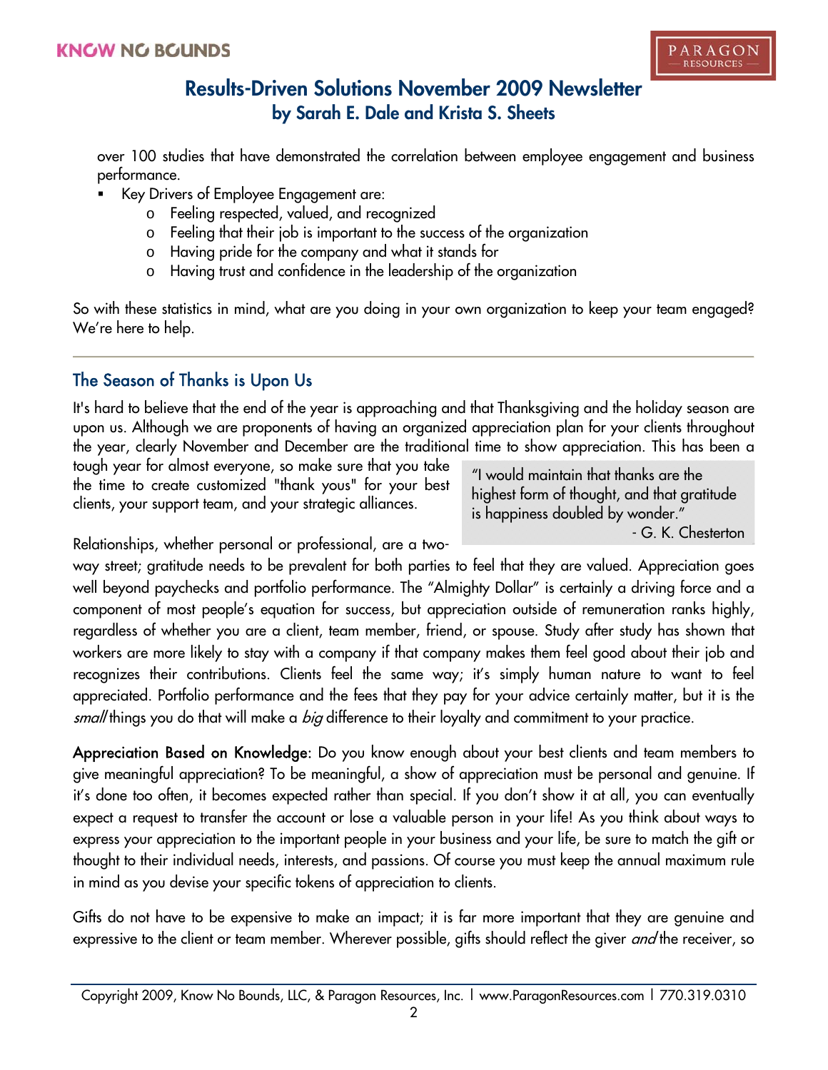over 100 studies that have demonstrated the correlation between employee engagement and business performance.

- Key Drivers of Employee Engagement are:
  - Feeling respected, valued, and recognized
  - Feeling that their job is important to the success of the organization
  - Having pride for the company and what it stands for
  - Having trust and confidence in the leadership of the organization

So with these statistics in mind, what are you doing in your own organization to keep your team engaged? We're here to help.

---

## The Season of Thanks is Upon Us

It's hard to believe that the end of the year is approaching and that Thanksgiving and the holiday season are upon us. Although we are proponents of having an organized appreciation plan for your clients throughout the year, clearly November and December are the traditional time to show appreciation. This has been a tough year for almost everyone, so make sure that you take the time to create customized "thank yous" for your best clients, your support team, and your strategic alliances.

> "I would maintain that thanks are the highest form of thought, and that gratitude is happiness doubled by wonder."
> - G. K. Chesterton

Relationships, whether personal or professional, are a two-way street; gratitude needs to be prevalent for both parties to feel that they are valued. Appreciation goes well beyond paychecks and portfolio performance. The "Almighty Dollar" is certainly a driving force and a component of most people's equation for success, but appreciation outside of remuneration ranks highly, regardless of whether you are a client, team member, friend, or spouse. Study after study has shown that workers are more likely to stay with a company if that company makes them feel good about their job and recognizes their contributions. Clients feel the same way; it's simply human nature to want to feel appreciated. Portfolio performance and the fees that they pay for your advice certainly matter, but it is the *small* things you do that will make a *big* difference to their loyalty and commitment to your practice.

**Appreciation Based on Knowledge:** Do you know enough about your best clients and team members to give meaningful appreciation? To be meaningful, a show of appreciation must be personal and genuine. If it's done too often, it becomes expected rather than special. If you don't show it at all, you can eventually expect a request to transfer the account or lose a valuable person in your life! As you think about ways to express your appreciation to the important people in your business and your life, be sure to match the gift or thought to their individual needs, interests, and passions. Of course you must keep the annual maximum rule in mind as you devise your specific tokens of appreciation to clients.

Gifts do not have to be expensive to make an impact; it is far more important that they are genuine and expressive to the client or team member. Wherever possible, gifts should reflect the giver *and* the receiver, so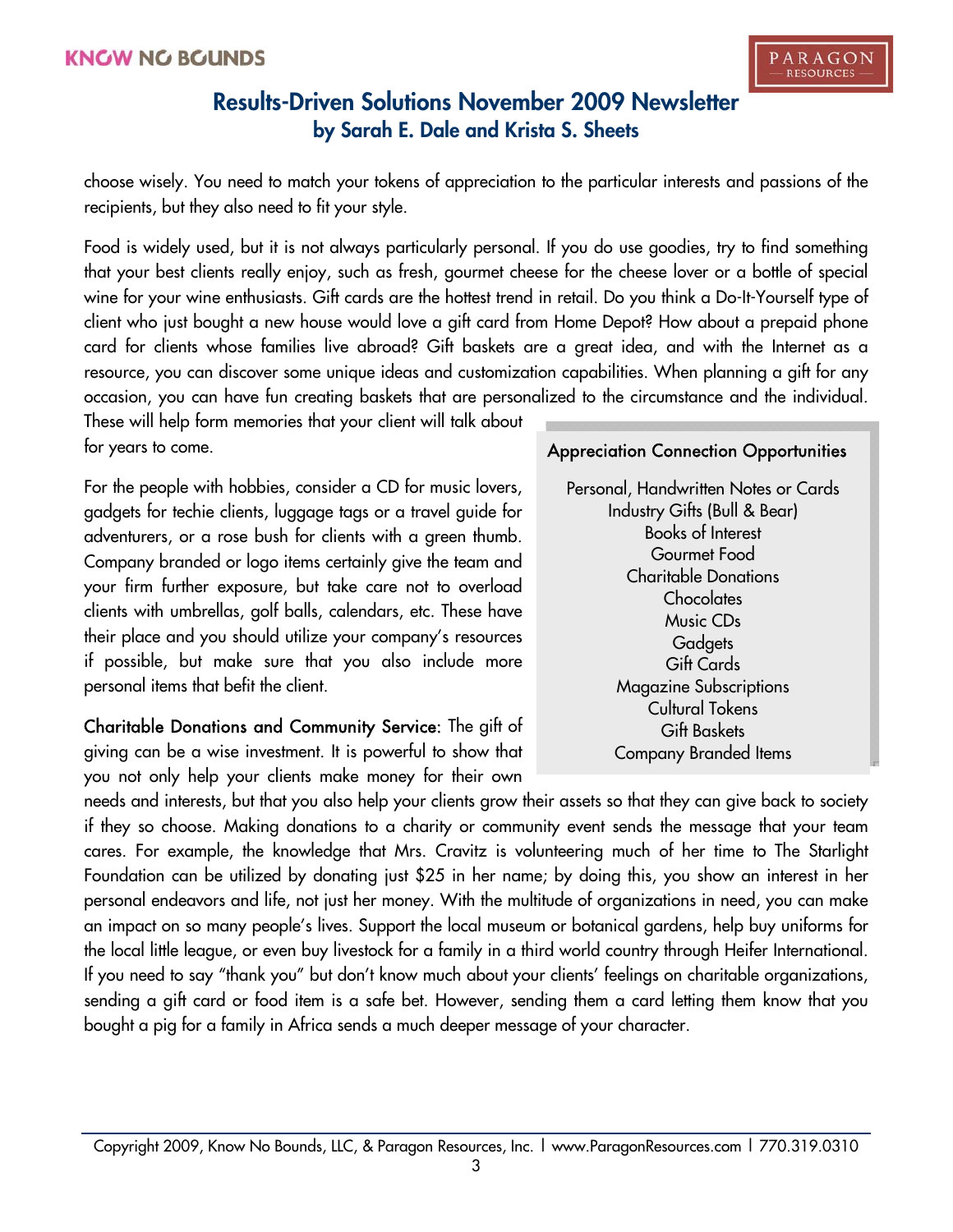choose wisely. You need to match your tokens of appreciation to the particular interests and passions of the recipients, but they also need to fit your style.

Food is widely used, but it is not always particularly personal. If you do use goodies, try to find something that your best clients really enjoy, such as fresh, gourmet cheese for the cheese lover or a bottle of special wine for your wine enthusiasts. Gift cards are the hottest trend in retail. Do you think a Do-It-Yourself type of client who just bought a new house would love a gift card from Home Depot? How about a prepaid phone card for clients whose families live abroad? Gift baskets are a great idea, and with the Internet as a resource, you can discover some unique ideas and customization capabilities. When planning a gift for any occasion, you can have fun creating baskets that are personalized to the circumstance and the individual. These will help form memories that your client will talk about for years to come.

For the people with hobbies, consider a CD for music lovers, gadgets for techie clients, luggage tags or a travel guide for adventurers, or a rose bush for clients with a green thumb. Company branded or logo items certainly give the team and your firm further exposure, but take care not to overload clients with umbrellas, golf balls, calendars, etc. These have their place and you should utilize your company's resources if possible, but make sure that you also include more personal items that befit the client.

**Appreciation Connection Opportunities**

- Personal, Handwritten Notes or Cards
- Industry Gifts (Bull & Bear)
- Books of Interest
- Gourmet Food
- Charitable Donations
- Chocolates
- Music CDs
- Gadgets
- Gift Cards
- Magazine Subscriptions
- Cultural Tokens
- Gift Baskets
- Company Branded Items

**Charitable Donations and Community Service:** The gift of giving can be a wise investment. It is powerful to show that you not only help your clients make money for their own needs and interests, but that you also help your clients grow their assets so that they can give back to society if they so choose. Making donations to a charity or community event sends the message that your team cares. For example, the knowledge that Mrs. Cravitz is volunteering much of her time to The Starlight Foundation can be utilized by donating just $25 in her name; by doing this, you show an interest in her personal endeavors and life, not just her money. With the multitude of organizations in need, you can make an impact on so many people's lives. Support the local museum or botanical gardens, help buy uniforms for the local little league, or even buy livestock for a family in a third world country through Heifer International. If you need to say "thank you" but don't know much about your clients' feelings on charitable organizations, sending a gift card or food item is a safe bet. However, sending them a card letting them know that you bought a pig for a family in Africa sends a much deeper message of your character.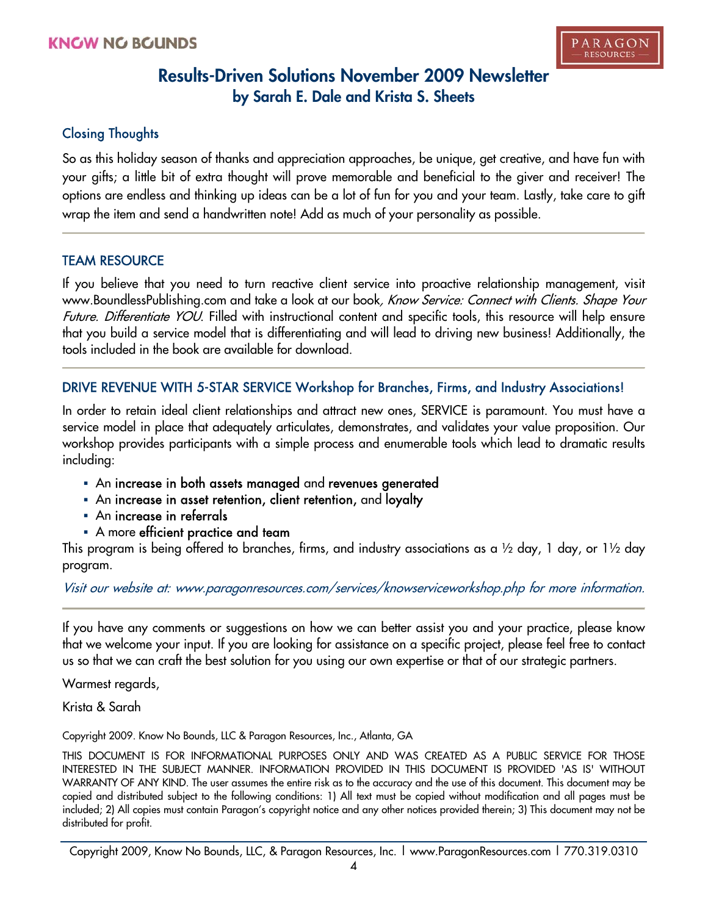## Results-Driven Solutions November 2009 Newsletter
### by Sarah E. Dale and Krista S. Sheets

### Closing Thoughts

So as this holiday season of thanks and appreciation approaches, be unique, get creative, and have fun with your gifts; a little bit of extra thought will prove memorable and beneficial to the giver and receiver! The options are endless and thinking up ideas can be a lot of fun for you and your team. Lastly, take care to gift wrap the item and send a handwritten note! Add as much of your personality as possible.

---

### TEAM RESOURCE

If you believe that you need to turn reactive client service into proactive relationship management, visit www.BoundlessPublishing.com and take a look at our book*, Know Service: Connect with Clients. Shape Your Future. Differentiate YOU*. Filled with instructional content and specific tools, this resource will help ensure that you build a service model that is differentiating and will lead to driving new business! Additionally, the tools included in the book are available for download.

---

### DRIVE REVENUE WITH 5-STAR SERVICE Workshop for Branches, Firms, and Industry Associations!

In order to retain ideal client relationships and attract new ones, SERVICE is paramount. You must have a service model in place that adequately articulates, demonstrates, and validates your value proposition. Our workshop provides participants with a simple process and enumerable tools which lead to dramatic results including:

- An **increase in both assets managed** and **revenues generated**
- An **increase in asset retention, client retention,** and **loyalty**
- An **increase in referrals**
- A more **efficient practice and team**

This program is being offered to branches, firms, and industry associations as a ½ day, 1 day, or 1½ day program.

*Visit our website at: www.paragonresources.com/services/knowserviceworkshop.php for more information.*

---

If you have any comments or suggestions on how we can better assist you and your practice, please know that we welcome your input. If you are looking for assistance on a specific project, please feel free to contact us so that we can craft the best solution for you using our own expertise or that of our strategic partners.

Warmest regards,

Krista & Sarah

Copyright 2009. Know No Bounds, LLC & Paragon Resources, Inc., Atlanta, GA

THIS DOCUMENT IS FOR INFORMATIONAL PURPOSES ONLY AND WAS CREATED AS A PUBLIC SERVICE FOR THOSE INTERESTED IN THE SUBJECT MANNER. INFORMATION PROVIDED IN THIS DOCUMENT IS PROVIDED 'AS IS' WITHOUT WARRANTY OF ANY KIND. The user assumes the entire risk as to the accuracy and the use of this document. This document may be copied and distributed subject to the following conditions: 1) All text must be copied without modification and all pages must be included; 2) All copies must contain Paragon's copyright notice and any other notices provided therein; 3) This document may not be distributed for profit.